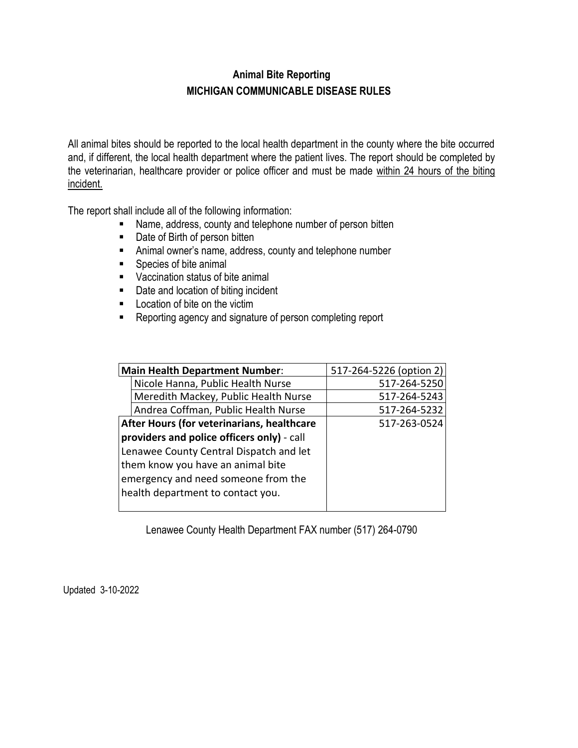# Animal Bite Reporting

## MICHIGAN COMMUNICABLE DISEASE RULES

All animal bites should be reported to the local health department in the county where the bite occurred and, if different, the local health department where the patient lives. The report should be completed by the veterinarian, healthcare provider or police officer and must be made <u>within 24 hours of the biting incident.</u>

The report shall include all of the following information:

- Name, address, county and telephone number of person bitten
- Date of Birth of person bitten
- Animal owner's name, address, county and telephone number
- Species of bite animal
- Vaccination status of bite animal
- Date and location of biting incident
- Location of bite on the victim
- Reporting agency and signature of person completing report

| **Main Health Department Number**: | 517-264-5226 (option 2) |
| --- | --- |
| Nicole Hanna, Public Health Nurse | 517-264-5250 |
| Meredith Mackey, Public Health Nurse | 517-264-5243 |
| Andrea Coffman, Public Health Nurse | 517-264-5232 |
| **After Hours (for veterinarians, healthcare providers and police officers only)** - call Lenawee County Central Dispatch and let them know you have an animal bite emergency and need someone from the health department to contact you. | 517-263-0524 |

Lenawee County Health Department FAX number (517) 264-0790

Updated 3-10-2022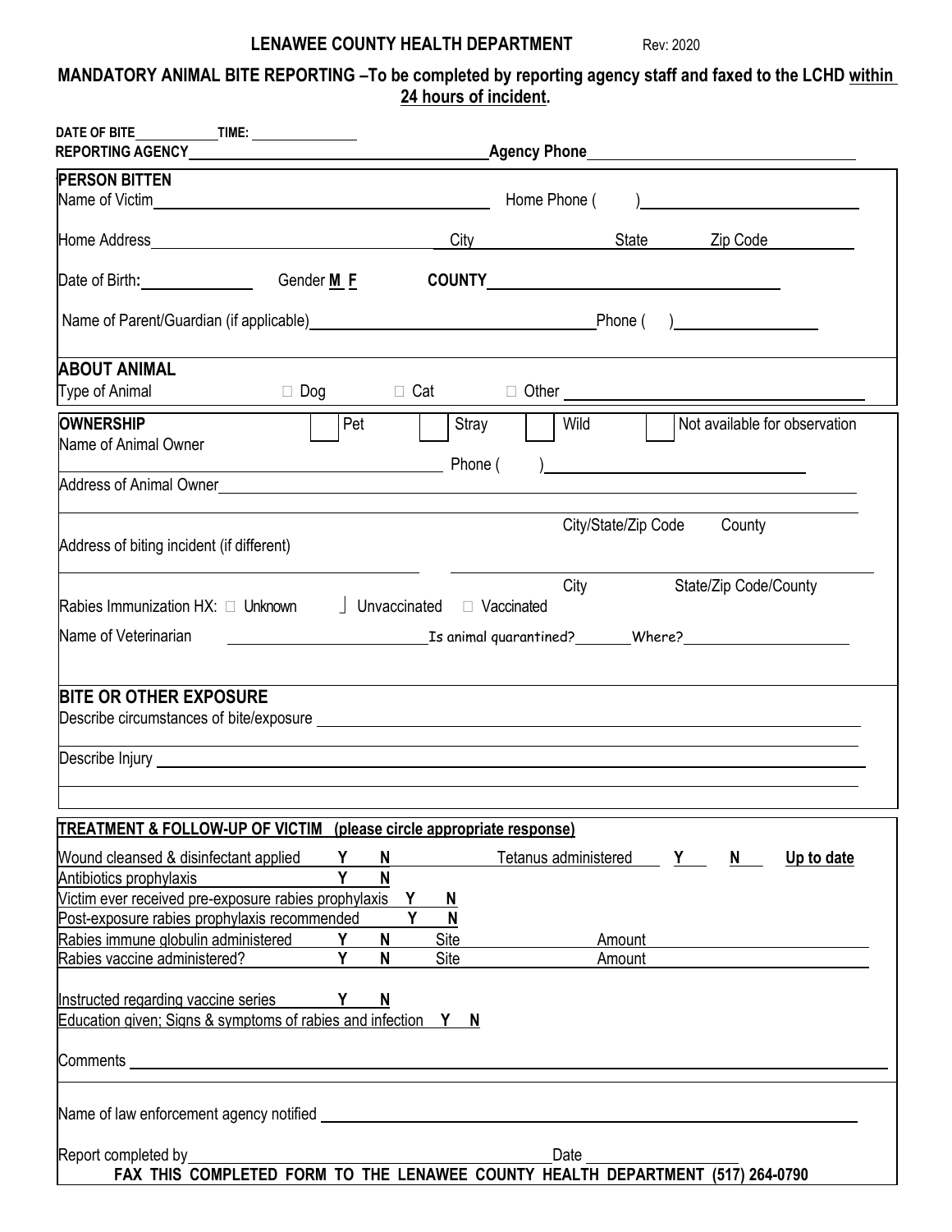# LENAWEE COUNTY HEALTH DEPARTMENT

Rev: 2020

**MANDATORY ANIMAL BITE REPORTING –To be completed by reporting agency staff and faxed to the LCHD within 24 hours of incident.**

**DATE OF BITE**\_\_\_\_\_\_\_\_\_\_ **TIME:** \_\_\_\_\_\_\_\_\_\_

**REPORTING AGENCY**\_\_\_\_\_\_\_\_\_\_\_\_\_\_\_\_\_\_\_\_ **Agency Phone**\_\_\_\_\_\_\_\_\_\_\_\_\_\_\_\_\_\_\_\_

## PERSON BITTEN

Name of Victim\_\_\_\_\_\_\_\_\_\_\_\_\_\_\_\_\_\_\_\_ Home Phone ( )\_\_\_\_\_\_\_\_\_\_\_\_

Home Address\_\_\_\_\_\_\_\_\_\_\_\_\_\_\_\_\_\_\_\_ City State Zip Code

Date of Birth**:**\_\_\_\_\_\_\_\_\_\_ Gender **M F** **COUNTY**\_\_\_\_\_\_\_\_\_\_\_\_\_\_\_\_\_\_\_\_

Name of Parent/Guardian (if applicable)\_\_\_\_\_\_\_\_\_\_\_\_\_\_\_\_\_\_\_\_ Phone ( )\_\_\_\_\_\_\_\_\_\_\_\_

## ABOUT ANIMAL

Type of Animal ☐ Dog ☐ Cat ☐ Other \_\_\_\_\_\_\_\_\_\_\_\_\_\_\_\_\_\_\_\_

**OWNERSHIP** ☐ Pet ☐ Stray ☐ Wild ☐ Not available for observation

Name of Animal Owner\_\_\_\_\_\_\_\_\_\_\_\_\_\_\_\_\_\_\_\_ Phone ( )\_\_\_\_\_\_\_\_\_\_\_\_

Address of Animal Owner\_\_\_\_\_\_\_\_\_\_\_\_\_\_\_\_\_\_\_\_

City/State/Zip Code County

Address of biting incident (if different)\_\_\_\_\_\_\_\_\_\_\_\_\_\_\_\_\_\_\_\_

City State/Zip Code/County

Rabies Immunization HX: ☐ Unknown ☐ Unvaccinated ☐ Vaccinated

Name of Veterinarian\_\_\_\_\_\_\_\_\_\_\_\_\_\_\_\_\_\_\_\_ Is animal quarantined?\_\_\_\_\_\_ Where?\_\_\_\_\_\_\_\_\_\_\_\_

## BITE OR OTHER EXPOSURE

Describe circumstances of bite/exposure \_\_\_\_\_\_\_\_\_\_\_\_\_\_\_\_\_\_\_\_

Describe Injury \_\_\_\_\_\_\_\_\_\_\_\_\_\_\_\_\_\_\_\_

## TREATMENT & FOLLOW-UP OF VICTIM (please circle appropriate response)

Wound cleansed & disinfectant applied **Y N** Tetanus administered **Y N Up to date**

Antibiotics prophylaxis **Y N**

Victim ever received pre-exposure rabies prophylaxis **Y N**

Post-exposure rabies prophylaxis recommended **Y N**

Rabies immune globulin administered **Y N** Site Amount\_\_\_\_\_\_\_\_\_\_

Rabies vaccine administered? **Y N** Site Amount\_\_\_\_\_\_\_\_\_\_

Instructed regarding vaccine series **Y N**

Education given; Signs & symptoms of rabies and infection **Y N**

Comments \_\_\_\_\_\_\_\_\_\_\_\_\_\_\_\_\_\_\_\_

Name of law enforcement agency notified \_\_\_\_\_\_\_\_\_\_\_\_\_\_\_\_\_\_\_\_

Report completed by\_\_\_\_\_\_\_\_\_\_\_\_\_\_\_\_\_\_\_\_ Date\_\_\_\_\_\_\_\_\_\_

**FAX THIS COMPLETED FORM TO THE LENAWEE COUNTY HEALTH DEPARTMENT (517) 264-0790**